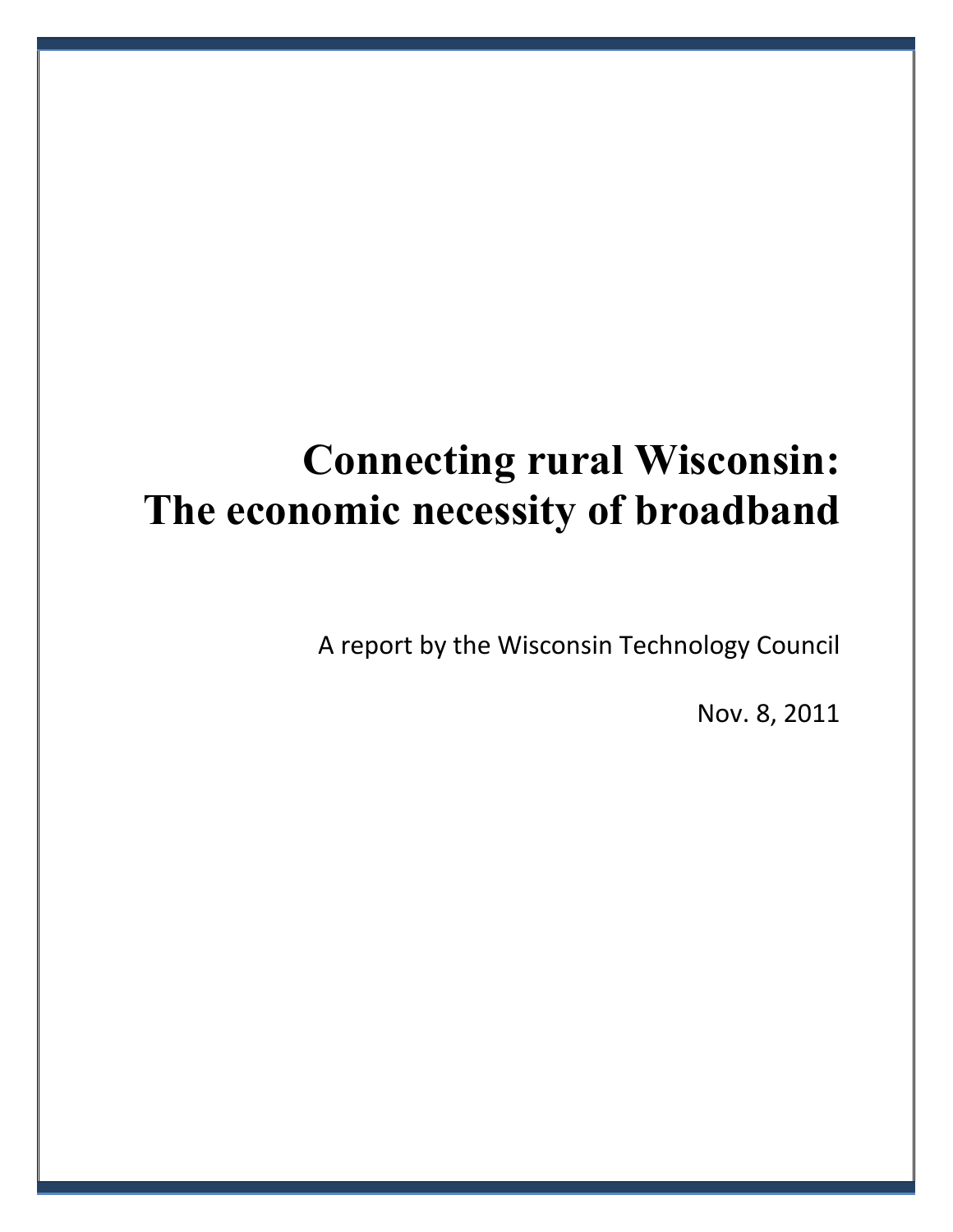# Connecting rural Wisconsin: The economic necessity of broadband

A report by the Wisconsin Technology Council

Nov. 8, 2011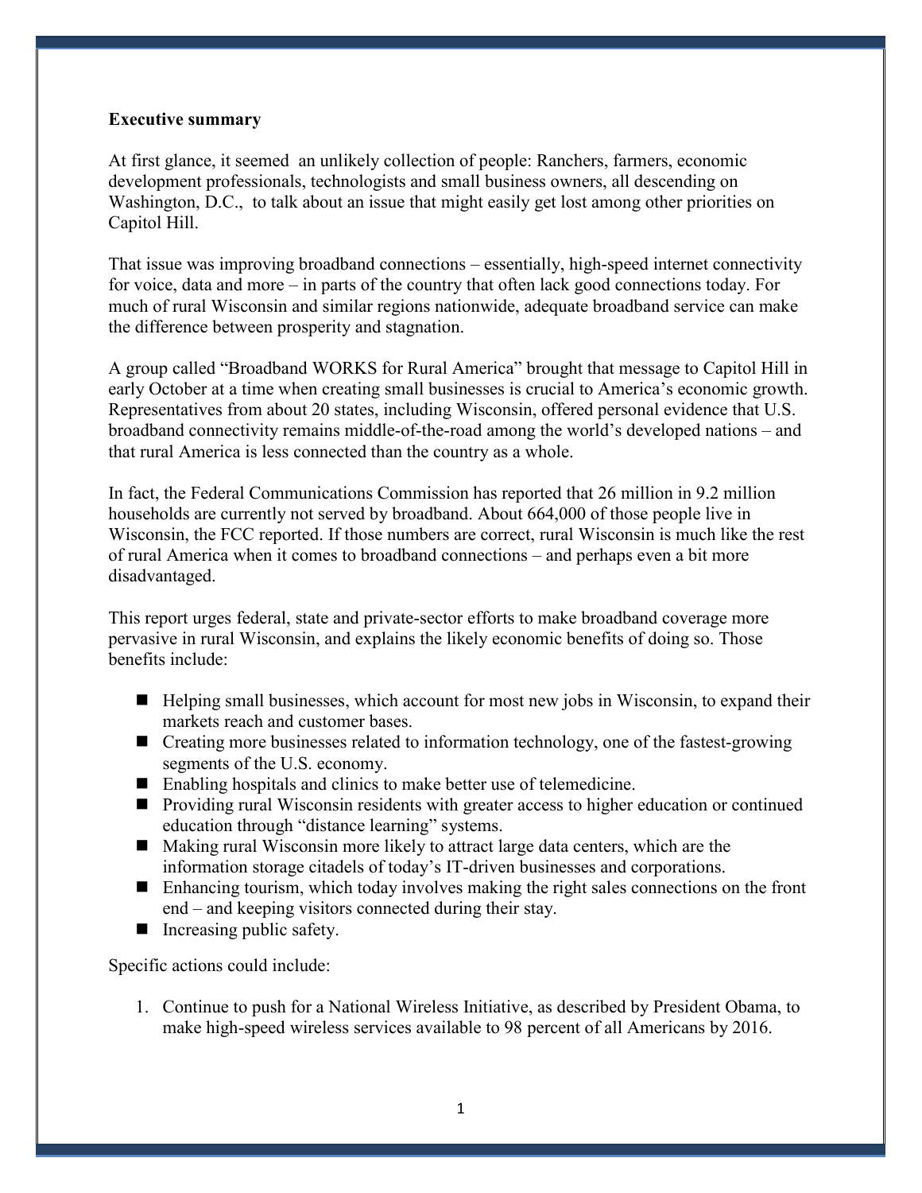**Executive summary**

At first glance, it seemed an unlikely collection of people: Ranchers, farmers, economic development professionals, technologists and small business owners, all descending on Washington, D.C., to talk about an issue that might easily get lost among other priorities on Capitol Hill.

That issue was improving broadband connections – essentially, high-speed internet connectivity for voice, data and more – in parts of the country that often lack good connections today. For much of rural Wisconsin and similar regions nationwide, adequate broadband service can make the difference between prosperity and stagnation.

A group called "Broadband WORKS for Rural America" brought that message to Capitol Hill in early October at a time when creating small businesses is crucial to America's economic growth. Representatives from about 20 states, including Wisconsin, offered personal evidence that U.S. broadband connectivity remains middle-of-the-road among the world's developed nations – and that rural America is less connected than the country as a whole.

In fact, the Federal Communications Commission has reported that 26 million in 9.2 million households are currently not served by broadband. About 664,000 of those people live in Wisconsin, the FCC reported. If those numbers are correct, rural Wisconsin is much like the rest of rural America when it comes to broadband connections – and perhaps even a bit more disadvantaged.

This report urges federal, state and private-sector efforts to make broadband coverage more pervasive in rural Wisconsin, and explains the likely economic benefits of doing so. Those benefits include:

- Helping small businesses, which account for most new jobs in Wisconsin, to expand their markets reach and customer bases.
- Creating more businesses related to information technology, one of the fastest-growing segments of the U.S. economy.
- Enabling hospitals and clinics to make better use of telemedicine.
- Providing rural Wisconsin residents with greater access to higher education or continued education through "distance learning" systems.
- Making rural Wisconsin more likely to attract large data centers, which are the information storage citadels of today's IT-driven businesses and corporations.
- Enhancing tourism, which today involves making the right sales connections on the front end – and keeping visitors connected during their stay.
- Increasing public safety.

Specific actions could include:

1. Continue to push for a National Wireless Initiative, as described by President Obama, to make high-speed wireless services available to 98 percent of all Americans by 2016.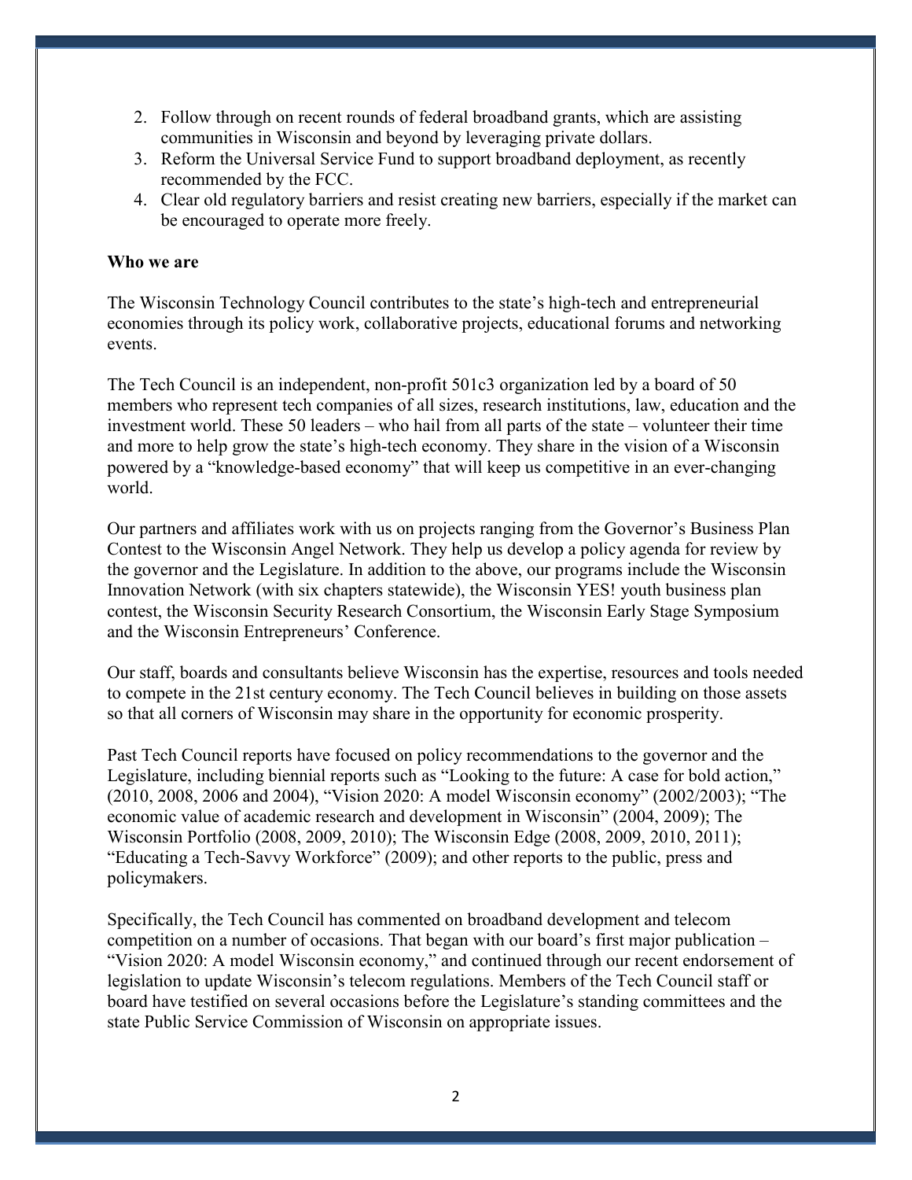2. Follow through on recent rounds of federal broadband grants, which are assisting communities in Wisconsin and beyond by leveraging private dollars.
3. Reform the Universal Service Fund to support broadband deployment, as recently recommended by the FCC.
4. Clear old regulatory barriers and resist creating new barriers, especially if the market can be encouraged to operate more freely.

**Who we are**

The Wisconsin Technology Council contributes to the state's high-tech and entrepreneurial economies through its policy work, collaborative projects, educational forums and networking events.

The Tech Council is an independent, non-profit 501c3 organization led by a board of 50 members who represent tech companies of all sizes, research institutions, law, education and the investment world. These 50 leaders – who hail from all parts of the state – volunteer their time and more to help grow the state's high-tech economy. They share in the vision of a Wisconsin powered by a "knowledge-based economy" that will keep us competitive in an ever-changing world.

Our partners and affiliates work with us on projects ranging from the Governor's Business Plan Contest to the Wisconsin Angel Network. They help us develop a policy agenda for review by the governor and the Legislature. In addition to the above, our programs include the Wisconsin Innovation Network (with six chapters statewide), the Wisconsin YES! youth business plan contest, the Wisconsin Security Research Consortium, the Wisconsin Early Stage Symposium and the Wisconsin Entrepreneurs' Conference.

Our staff, boards and consultants believe Wisconsin has the expertise, resources and tools needed to compete in the 21st century economy. The Tech Council believes in building on those assets so that all corners of Wisconsin may share in the opportunity for economic prosperity.

Past Tech Council reports have focused on policy recommendations to the governor and the Legislature, including biennial reports such as "Looking to the future: A case for bold action," (2010, 2008, 2006 and 2004), "Vision 2020: A model Wisconsin economy" (2002/2003); "The economic value of academic research and development in Wisconsin" (2004, 2009); The Wisconsin Portfolio (2008, 2009, 2010); The Wisconsin Edge (2008, 2009, 2010, 2011); "Educating a Tech-Savvy Workforce" (2009); and other reports to the public, press and policymakers.

Specifically, the Tech Council has commented on broadband development and telecom competition on a number of occasions. That began with our board's first major publication – "Vision 2020: A model Wisconsin economy," and continued through our recent endorsement of legislation to update Wisconsin's telecom regulations. Members of the Tech Council staff or board have testified on several occasions before the Legislature's standing committees and the state Public Service Commission of Wisconsin on appropriate issues.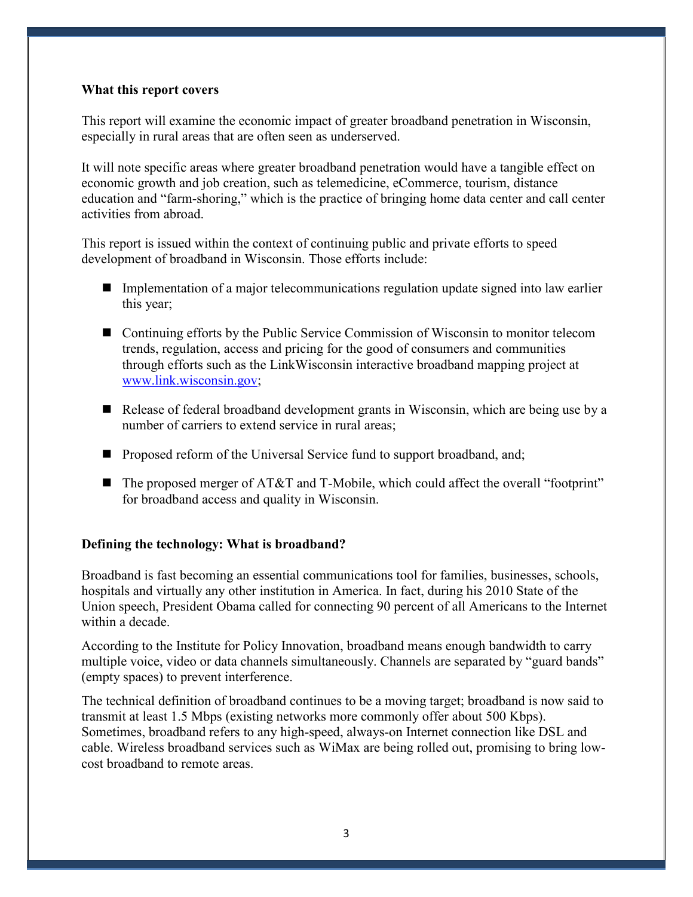**What this report covers**

This report will examine the economic impact of greater broadband penetration in Wisconsin, especially in rural areas that are often seen as underserved.

It will note specific areas where greater broadband penetration would have a tangible effect on economic growth and job creation, such as telemedicine, eCommerce, tourism, distance education and "farm-shoring," which is the practice of bringing home data center and call center activities from abroad.

This report is issued within the context of continuing public and private efforts to speed development of broadband in Wisconsin. Those efforts include:

- Implementation of a major telecommunications regulation update signed into law earlier this year;
- Continuing efforts by the Public Service Commission of Wisconsin to monitor telecom trends, regulation, access and pricing for the good of consumers and communities through efforts such as the LinkWisconsin interactive broadband mapping project at www.link.wisconsin.gov;
- Release of federal broadband development grants in Wisconsin, which are being use by a number of carriers to extend service in rural areas;
- Proposed reform of the Universal Service fund to support broadband, and;
- The proposed merger of AT&T and T-Mobile, which could affect the overall "footprint" for broadband access and quality in Wisconsin.

**Defining the technology: What is broadband?**

Broadband is fast becoming an essential communications tool for families, businesses, schools, hospitals and virtually any other institution in America. In fact, during his 2010 State of the Union speech, President Obama called for connecting 90 percent of all Americans to the Internet within a decade.

According to the Institute for Policy Innovation, broadband means enough bandwidth to carry multiple voice, video or data channels simultaneously. Channels are separated by "guard bands" (empty spaces) to prevent interference.

The technical definition of broadband continues to be a moving target; broadband is now said to transmit at least 1.5 Mbps (existing networks more commonly offer about 500 Kbps). Sometimes, broadband refers to any high-speed, always-on Internet connection like DSL and cable. Wireless broadband services such as WiMax are being rolled out, promising to bring low-cost broadband to remote areas.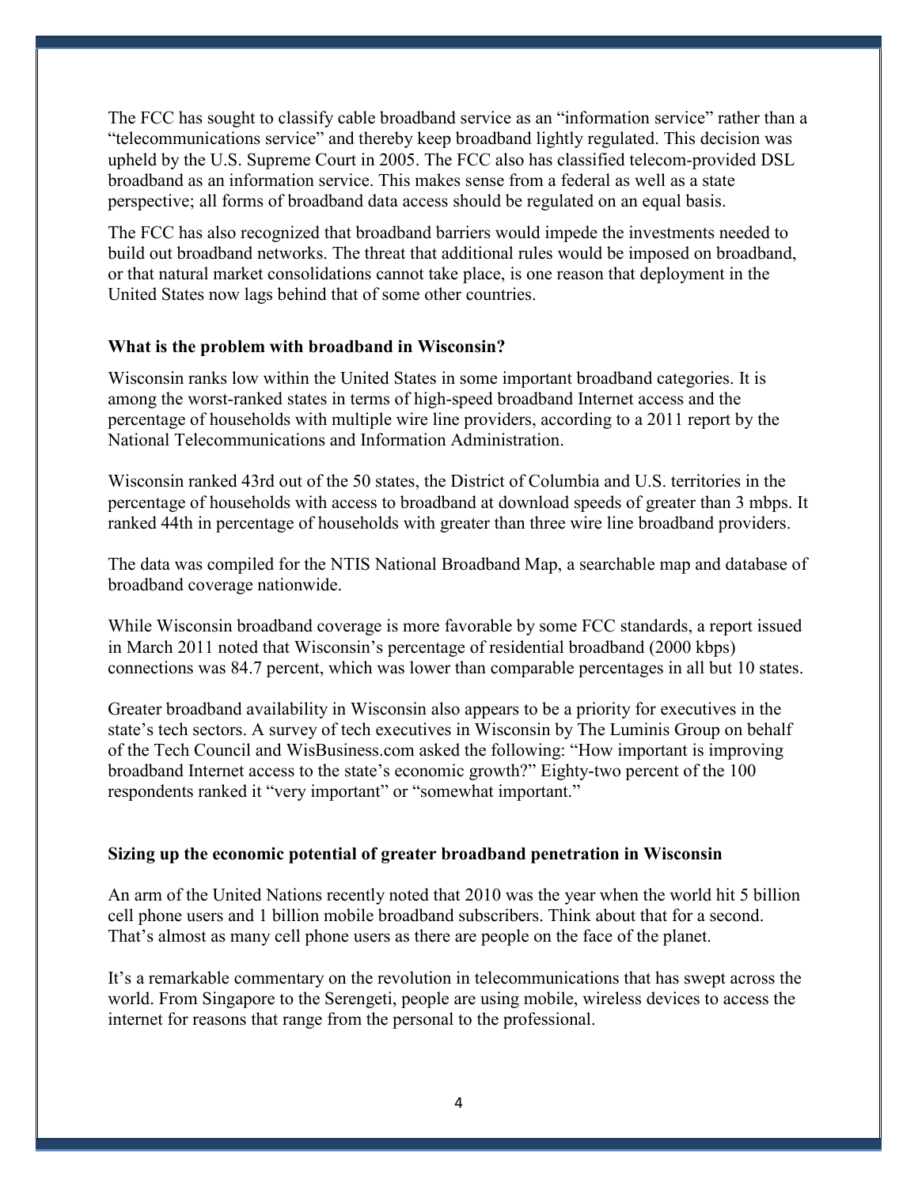The FCC has sought to classify cable broadband service as an "information service" rather than a "telecommunications service" and thereby keep broadband lightly regulated. This decision was upheld by the U.S. Supreme Court in 2005. The FCC also has classified telecom-provided DSL broadband as an information service. This makes sense from a federal as well as a state perspective; all forms of broadband data access should be regulated on an equal basis.

The FCC has also recognized that broadband barriers would impede the investments needed to build out broadband networks. The threat that additional rules would be imposed on broadband, or that natural market consolidations cannot take place, is one reason that deployment in the United States now lags behind that of some other countries.

**What is the problem with broadband in Wisconsin?**

Wisconsin ranks low within the United States in some important broadband categories. It is among the worst-ranked states in terms of high-speed broadband Internet access and the percentage of households with multiple wire line providers, according to a 2011 report by the National Telecommunications and Information Administration.

Wisconsin ranked 43rd out of the 50 states, the District of Columbia and U.S. territories in the percentage of households with access to broadband at download speeds of greater than 3 mbps. It ranked 44th in percentage of households with greater than three wire line broadband providers.

The data was compiled for the NTIS National Broadband Map, a searchable map and database of broadband coverage nationwide.

While Wisconsin broadband coverage is more favorable by some FCC standards, a report issued in March 2011 noted that Wisconsin's percentage of residential broadband (2000 kbps) connections was 84.7 percent, which was lower than comparable percentages in all but 10 states.

Greater broadband availability in Wisconsin also appears to be a priority for executives in the state's tech sectors. A survey of tech executives in Wisconsin by The Luminis Group on behalf of the Tech Council and WisBusiness.com asked the following: "How important is improving broadband Internet access to the state's economic growth?" Eighty-two percent of the 100 respondents ranked it "very important" or "somewhat important."

**Sizing up the economic potential of greater broadband penetration in Wisconsin**

An arm of the United Nations recently noted that 2010 was the year when the world hit 5 billion cell phone users and 1 billion mobile broadband subscribers. Think about that for a second. That's almost as many cell phone users as there are people on the face of the planet.

It's a remarkable commentary on the revolution in telecommunications that has swept across the world. From Singapore to the Serengeti, people are using mobile, wireless devices to access the internet for reasons that range from the personal to the professional.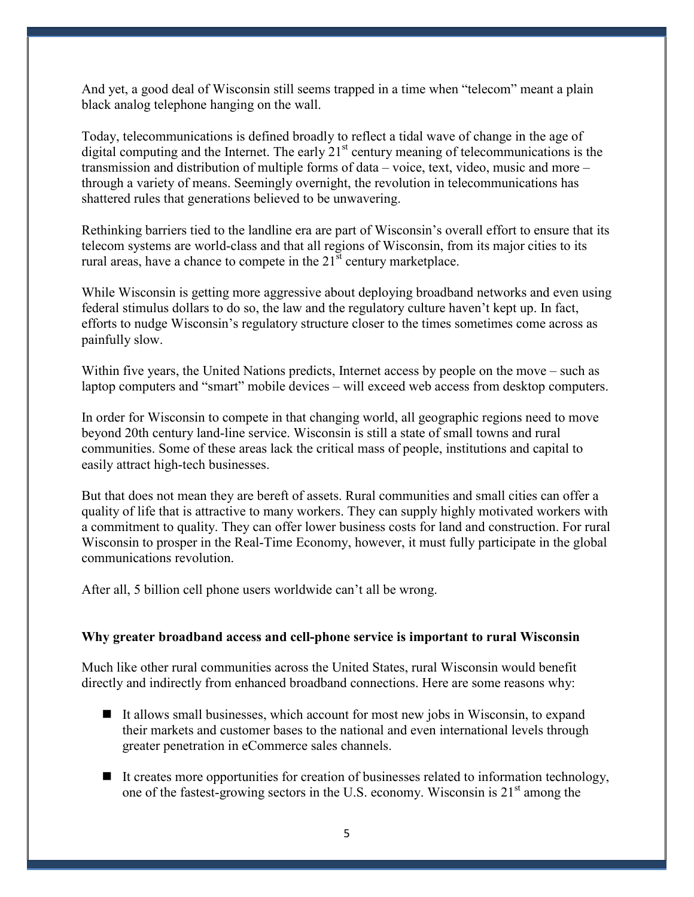And yet, a good deal of Wisconsin still seems trapped in a time when "telecom" meant a plain black analog telephone hanging on the wall.

Today, telecommunications is defined broadly to reflect a tidal wave of change in the age of digital computing and the Internet. The early 21st century meaning of telecommunications is the transmission and distribution of multiple forms of data – voice, text, video, music and more – through a variety of means. Seemingly overnight, the revolution in telecommunications has shattered rules that generations believed to be unwavering.

Rethinking barriers tied to the landline era are part of Wisconsin's overall effort to ensure that its telecom systems are world-class and that all regions of Wisconsin, from its major cities to its rural areas, have a chance to compete in the 21st century marketplace.

While Wisconsin is getting more aggressive about deploying broadband networks and even using federal stimulus dollars to do so, the law and the regulatory culture haven't kept up. In fact, efforts to nudge Wisconsin's regulatory structure closer to the times sometimes come across as painfully slow.

Within five years, the United Nations predicts, Internet access by people on the move – such as laptop computers and "smart" mobile devices – will exceed web access from desktop computers.

In order for Wisconsin to compete in that changing world, all geographic regions need to move beyond 20th century land-line service. Wisconsin is still a state of small towns and rural communities. Some of these areas lack the critical mass of people, institutions and capital to easily attract high-tech businesses.

But that does not mean they are bereft of assets. Rural communities and small cities can offer a quality of life that is attractive to many workers. They can supply highly motivated workers with a commitment to quality. They can offer lower business costs for land and construction. For rural Wisconsin to prosper in the Real-Time Economy, however, it must fully participate in the global communications revolution.

After all, 5 billion cell phone users worldwide can't all be wrong.

**Why greater broadband access and cell-phone service is important to rural Wisconsin**

Much like other rural communities across the United States, rural Wisconsin would benefit directly and indirectly from enhanced broadband connections. Here are some reasons why:

- It allows small businesses, which account for most new jobs in Wisconsin, to expand their markets and customer bases to the national and even international levels through greater penetration in eCommerce sales channels.

- It creates more opportunities for creation of businesses related to information technology, one of the fastest-growing sectors in the U.S. economy. Wisconsin is 21st among the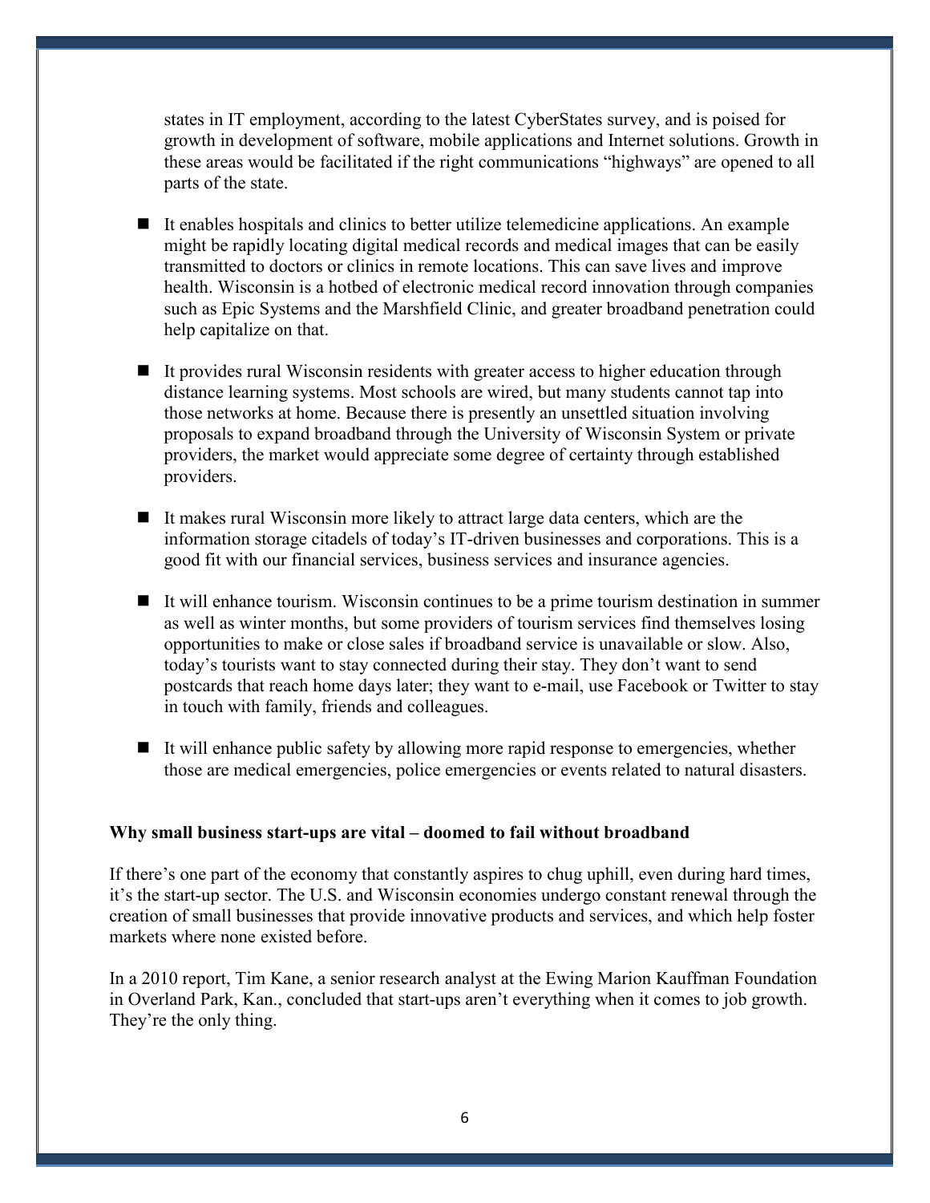states in IT employment, according to the latest CyberStates survey, and is poised for growth in development of software, mobile applications and Internet solutions. Growth in these areas would be facilitated if the right communications "highways" are opened to all parts of the state.

- It enables hospitals and clinics to better utilize telemedicine applications. An example might be rapidly locating digital medical records and medical images that can be easily transmitted to doctors or clinics in remote locations. This can save lives and improve health. Wisconsin is a hotbed of electronic medical record innovation through companies such as Epic Systems and the Marshfield Clinic, and greater broadband penetration could help capitalize on that.

- It provides rural Wisconsin residents with greater access to higher education through distance learning systems. Most schools are wired, but many students cannot tap into those networks at home. Because there is presently an unsettled situation involving proposals to expand broadband through the University of Wisconsin System or private providers, the market would appreciate some degree of certainty through established providers.

- It makes rural Wisconsin more likely to attract large data centers, which are the information storage citadels of today's IT-driven businesses and corporations. This is a good fit with our financial services, business services and insurance agencies.

- It will enhance tourism. Wisconsin continues to be a prime tourism destination in summer as well as winter months, but some providers of tourism services find themselves losing opportunities to make or close sales if broadband service is unavailable or slow. Also, today's tourists want to stay connected during their stay. They don't want to send postcards that reach home days later; they want to e-mail, use Facebook or Twitter to stay in touch with family, friends and colleagues.

- It will enhance public safety by allowing more rapid response to emergencies, whether those are medical emergencies, police emergencies or events related to natural disasters.

**Why small business start-ups are vital – doomed to fail without broadband**

If there's one part of the economy that constantly aspires to chug uphill, even during hard times, it's the start-up sector. The U.S. and Wisconsin economies undergo constant renewal through the creation of small businesses that provide innovative products and services, and which help foster markets where none existed before.

In a 2010 report, Tim Kane, a senior research analyst at the Ewing Marion Kauffman Foundation in Overland Park, Kan., concluded that start-ups aren't everything when it comes to job growth. They're the only thing.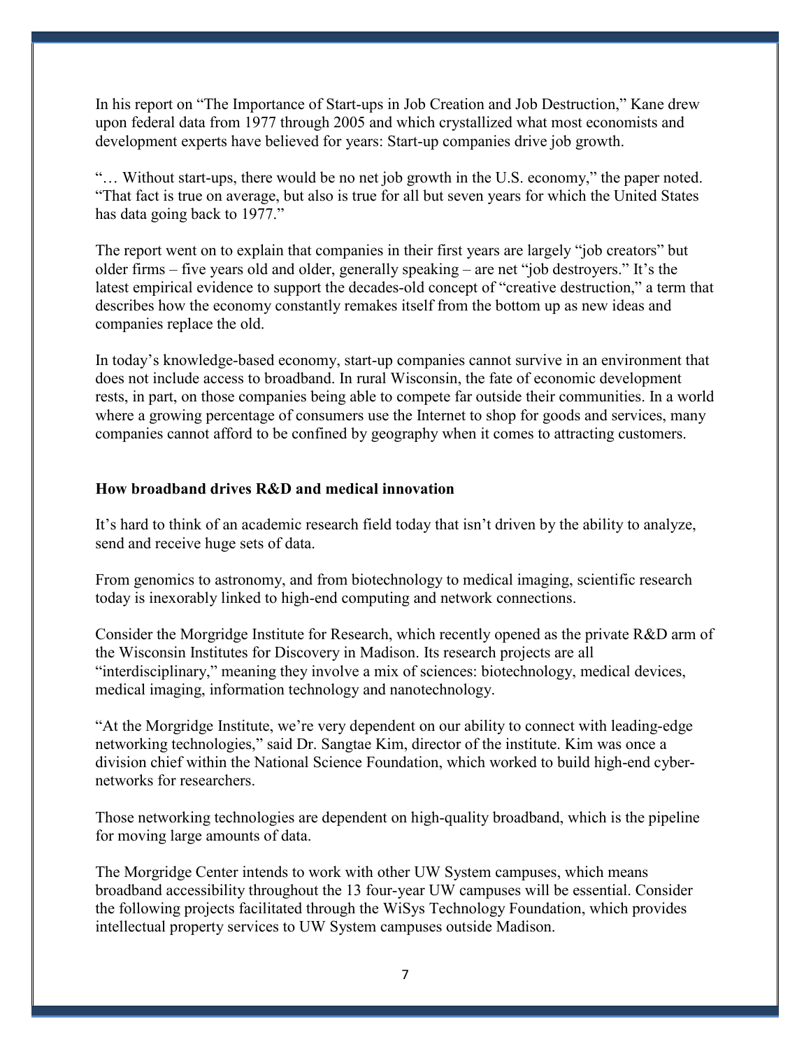In his report on "The Importance of Start-ups in Job Creation and Job Destruction," Kane drew upon federal data from 1977 through 2005 and which crystallized what most economists and development experts have believed for years: Start-up companies drive job growth.

"… Without start-ups, there would be no net job growth in the U.S. economy," the paper noted. "That fact is true on average, but also is true for all but seven years for which the United States has data going back to 1977."

The report went on to explain that companies in their first years are largely "job creators" but older firms – five years old and older, generally speaking – are net "job destroyers." It's the latest empirical evidence to support the decades-old concept of "creative destruction," a term that describes how the economy constantly remakes itself from the bottom up as new ideas and companies replace the old.

In today's knowledge-based economy, start-up companies cannot survive in an environment that does not include access to broadband. In rural Wisconsin, the fate of economic development rests, in part, on those companies being able to compete far outside their communities. In a world where a growing percentage of consumers use the Internet to shop for goods and services, many companies cannot afford to be confined by geography when it comes to attracting customers.

**How broadband drives R&D and medical innovation**

It's hard to think of an academic research field today that isn't driven by the ability to analyze, send and receive huge sets of data.

From genomics to astronomy, and from biotechnology to medical imaging, scientific research today is inexorably linked to high-end computing and network connections.

Consider the Morgridge Institute for Research, which recently opened as the private R&D arm of the Wisconsin Institutes for Discovery in Madison. Its research projects are all "interdisciplinary," meaning they involve a mix of sciences: biotechnology, medical devices, medical imaging, information technology and nanotechnology.

"At the Morgridge Institute, we're very dependent on our ability to connect with leading-edge networking technologies," said Dr. Sangtae Kim, director of the institute. Kim was once a division chief within the National Science Foundation, which worked to build high-end cyber-networks for researchers.

Those networking technologies are dependent on high-quality broadband, which is the pipeline for moving large amounts of data.

The Morgridge Center intends to work with other UW System campuses, which means broadband accessibility throughout the 13 four-year UW campuses will be essential. Consider the following projects facilitated through the WiSys Technology Foundation, which provides intellectual property services to UW System campuses outside Madison.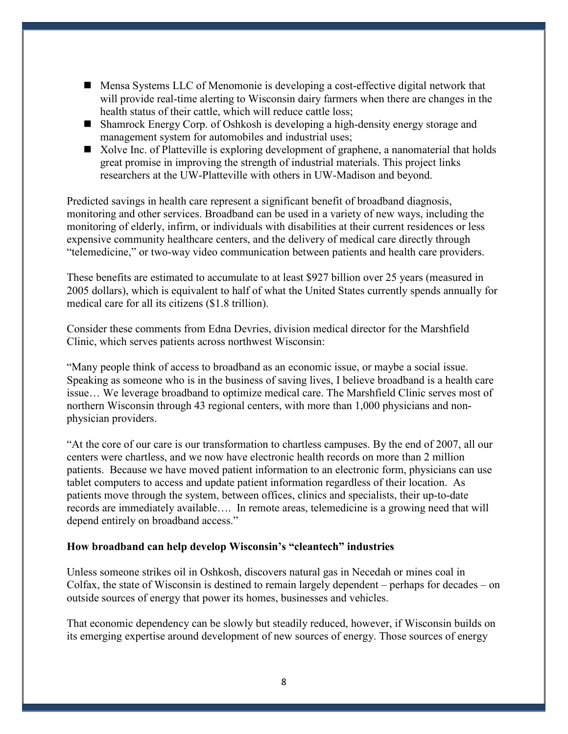- Mensa Systems LLC of Menomonie is developing a cost-effective digital network that will provide real-time alerting to Wisconsin dairy farmers when there are changes in the health status of their cattle, which will reduce cattle loss;
- Shamrock Energy Corp. of Oshkosh is developing a high-density energy storage and management system for automobiles and industrial uses;
- Xolve Inc. of Platteville is exploring development of graphene, a nanomaterial that holds great promise in improving the strength of industrial materials. This project links researchers at the UW-Platteville with others in UW-Madison and beyond.

Predicted savings in health care represent a significant benefit of broadband diagnosis, monitoring and other services. Broadband can be used in a variety of new ways, including the monitoring of elderly, infirm, or individuals with disabilities at their current residences or less expensive community healthcare centers, and the delivery of medical care directly through "telemedicine," or two-way video communication between patients and health care providers.

These benefits are estimated to accumulate to at least $927 billion over 25 years (measured in 2005 dollars), which is equivalent to half of what the United States currently spends annually for medical care for all its citizens ($1.8 trillion).

Consider these comments from Edna Devries, division medical director for the Marshfield Clinic, which serves patients across northwest Wisconsin:

"Many people think of access to broadband as an economic issue, or maybe a social issue. Speaking as someone who is in the business of saving lives, I believe broadband is a health care issue… We leverage broadband to optimize medical care. The Marshfield Clinic serves most of northern Wisconsin through 43 regional centers, with more than 1,000 physicians and non-physician providers.

"At the core of our care is our transformation to chartless campuses. By the end of 2007, all our centers were chartless, and we now have electronic health records on more than 2 million patients. Because we have moved patient information to an electronic form, physicians can use tablet computers to access and update patient information regardless of their location. As patients move through the system, between offices, clinics and specialists, their up-to-date records are immediately available…. In remote areas, telemedicine is a growing need that will depend entirely on broadband access."

**How broadband can help develop Wisconsin's "cleantech" industries**

Unless someone strikes oil in Oshkosh, discovers natural gas in Necedah or mines coal in Colfax, the state of Wisconsin is destined to remain largely dependent – perhaps for decades – on outside sources of energy that power its homes, businesses and vehicles.

That economic dependency can be slowly but steadily reduced, however, if Wisconsin builds on its emerging expertise around development of new sources of energy. Those sources of energy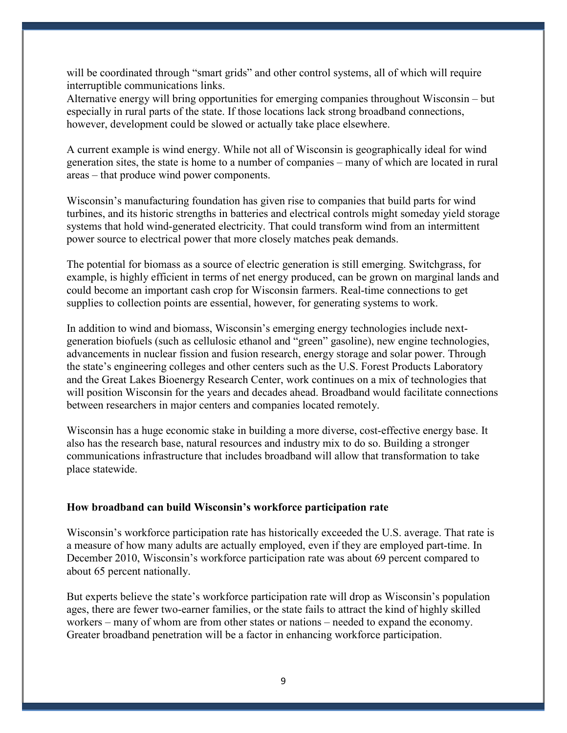will be coordinated through "smart grids" and other control systems, all of which will require interruptible communications links.
Alternative energy will bring opportunities for emerging companies throughout Wisconsin – but especially in rural parts of the state. If those locations lack strong broadband connections, however, development could be slowed or actually take place elsewhere.

A current example is wind energy. While not all of Wisconsin is geographically ideal for wind generation sites, the state is home to a number of companies – many of which are located in rural areas – that produce wind power components.

Wisconsin's manufacturing foundation has given rise to companies that build parts for wind turbines, and its historic strengths in batteries and electrical controls might someday yield storage systems that hold wind-generated electricity. That could transform wind from an intermittent power source to electrical power that more closely matches peak demands.

The potential for biomass as a source of electric generation is still emerging. Switchgrass, for example, is highly efficient in terms of net energy produced, can be grown on marginal lands and could become an important cash crop for Wisconsin farmers. Real-time connections to get supplies to collection points are essential, however, for generating systems to work.

In addition to wind and biomass, Wisconsin's emerging energy technologies include next-generation biofuels (such as cellulosic ethanol and "green" gasoline), new engine technologies, advancements in nuclear fission and fusion research, energy storage and solar power. Through the state's engineering colleges and other centers such as the U.S. Forest Products Laboratory and the Great Lakes Bioenergy Research Center, work continues on a mix of technologies that will position Wisconsin for the years and decades ahead. Broadband would facilitate connections between researchers in major centers and companies located remotely.

Wisconsin has a huge economic stake in building a more diverse, cost-effective energy base. It also has the research base, natural resources and industry mix to do so. Building a stronger communications infrastructure that includes broadband will allow that transformation to take place statewide.

**How broadband can build Wisconsin's workforce participation rate**

Wisconsin's workforce participation rate has historically exceeded the U.S. average. That rate is a measure of how many adults are actually employed, even if they are employed part-time. In December 2010, Wisconsin's workforce participation rate was about 69 percent compared to about 65 percent nationally.

But experts believe the state's workforce participation rate will drop as Wisconsin's population ages, there are fewer two-earner families, or the state fails to attract the kind of highly skilled workers – many of whom are from other states or nations – needed to expand the economy. Greater broadband penetration will be a factor in enhancing workforce participation.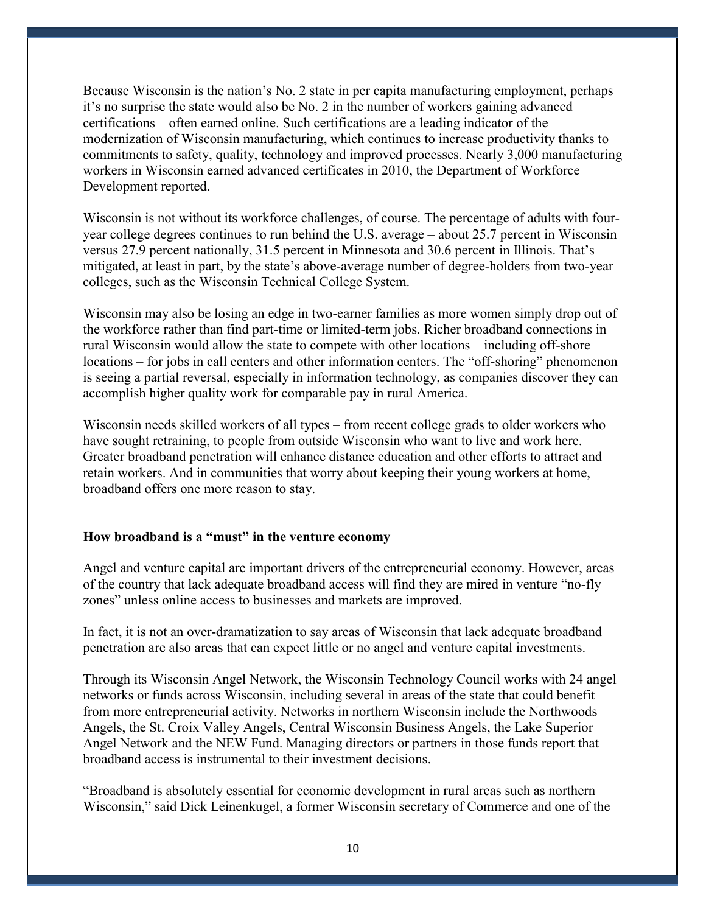Because Wisconsin is the nation's No. 2 state in per capita manufacturing employment, perhaps it's no surprise the state would also be No. 2 in the number of workers gaining advanced certifications – often earned online. Such certifications are a leading indicator of the modernization of Wisconsin manufacturing, which continues to increase productivity thanks to commitments to safety, quality, technology and improved processes. Nearly 3,000 manufacturing workers in Wisconsin earned advanced certificates in 2010, the Department of Workforce Development reported.

Wisconsin is not without its workforce challenges, of course. The percentage of adults with four-year college degrees continues to run behind the U.S. average – about 25.7 percent in Wisconsin versus 27.9 percent nationally, 31.5 percent in Minnesota and 30.6 percent in Illinois. That's mitigated, at least in part, by the state's above-average number of degree-holders from two-year colleges, such as the Wisconsin Technical College System.

Wisconsin may also be losing an edge in two-earner families as more women simply drop out of the workforce rather than find part-time or limited-term jobs. Richer broadband connections in rural Wisconsin would allow the state to compete with other locations – including off-shore locations – for jobs in call centers and other information centers. The "off-shoring" phenomenon is seeing a partial reversal, especially in information technology, as companies discover they can accomplish higher quality work for comparable pay in rural America.

Wisconsin needs skilled workers of all types – from recent college grads to older workers who have sought retraining, to people from outside Wisconsin who want to live and work here. Greater broadband penetration will enhance distance education and other efforts to attract and retain workers. And in communities that worry about keeping their young workers at home, broadband offers one more reason to stay.

**How broadband is a "must" in the venture economy**

Angel and venture capital are important drivers of the entrepreneurial economy. However, areas of the country that lack adequate broadband access will find they are mired in venture "no-fly zones" unless online access to businesses and markets are improved.

In fact, it is not an over-dramatization to say areas of Wisconsin that lack adequate broadband penetration are also areas that can expect little or no angel and venture capital investments.

Through its Wisconsin Angel Network, the Wisconsin Technology Council works with 24 angel networks or funds across Wisconsin, including several in areas of the state that could benefit from more entrepreneurial activity. Networks in northern Wisconsin include the Northwoods Angels, the St. Croix Valley Angels, Central Wisconsin Business Angels, the Lake Superior Angel Network and the NEW Fund. Managing directors or partners in those funds report that broadband access is instrumental to their investment decisions.

"Broadband is absolutely essential for economic development in rural areas such as northern Wisconsin," said Dick Leinenkugel, a former Wisconsin secretary of Commerce and one of the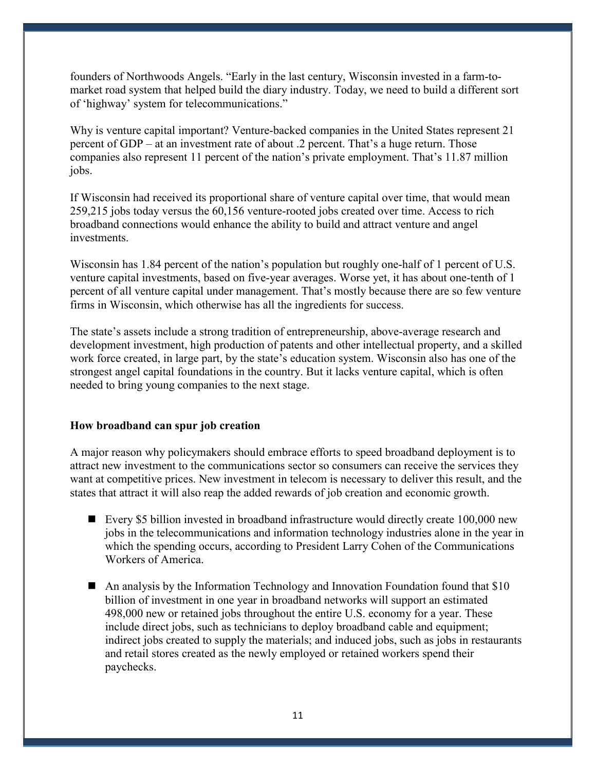founders of Northwoods Angels. "Early in the last century, Wisconsin invested in a farm-to-market road system that helped build the diary industry. Today, we need to build a different sort of 'highway' system for telecommunications."

Why is venture capital important? Venture-backed companies in the United States represent 21 percent of GDP – at an investment rate of about .2 percent. That's a huge return. Those companies also represent 11 percent of the nation's private employment. That's 11.87 million jobs.

If Wisconsin had received its proportional share of venture capital over time, that would mean 259,215 jobs today versus the 60,156 venture-rooted jobs created over time. Access to rich broadband connections would enhance the ability to build and attract venture and angel investments.

Wisconsin has 1.84 percent of the nation's population but roughly one-half of 1 percent of U.S. venture capital investments, based on five-year averages. Worse yet, it has about one-tenth of 1 percent of all venture capital under management. That's mostly because there are so few venture firms in Wisconsin, which otherwise has all the ingredients for success.

The state's assets include a strong tradition of entrepreneurship, above-average research and development investment, high production of patents and other intellectual property, and a skilled work force created, in large part, by the state's education system. Wisconsin also has one of the strongest angel capital foundations in the country. But it lacks venture capital, which is often needed to bring young companies to the next stage.

**How broadband can spur job creation**

A major reason why policymakers should embrace efforts to speed broadband deployment is to attract new investment to the communications sector so consumers can receive the services they want at competitive prices. New investment in telecom is necessary to deliver this result, and the states that attract it will also reap the added rewards of job creation and economic growth.

- Every $5 billion invested in broadband infrastructure would directly create 100,000 new jobs in the telecommunications and information technology industries alone in the year in which the spending occurs, according to President Larry Cohen of the Communications Workers of America.

- An analysis by the Information Technology and Innovation Foundation found that $10 billion of investment in one year in broadband networks will support an estimated 498,000 new or retained jobs throughout the entire U.S. economy for a year. These include direct jobs, such as technicians to deploy broadband cable and equipment; indirect jobs created to supply the materials; and induced jobs, such as jobs in restaurants and retail stores created as the newly employed or retained workers spend their paychecks.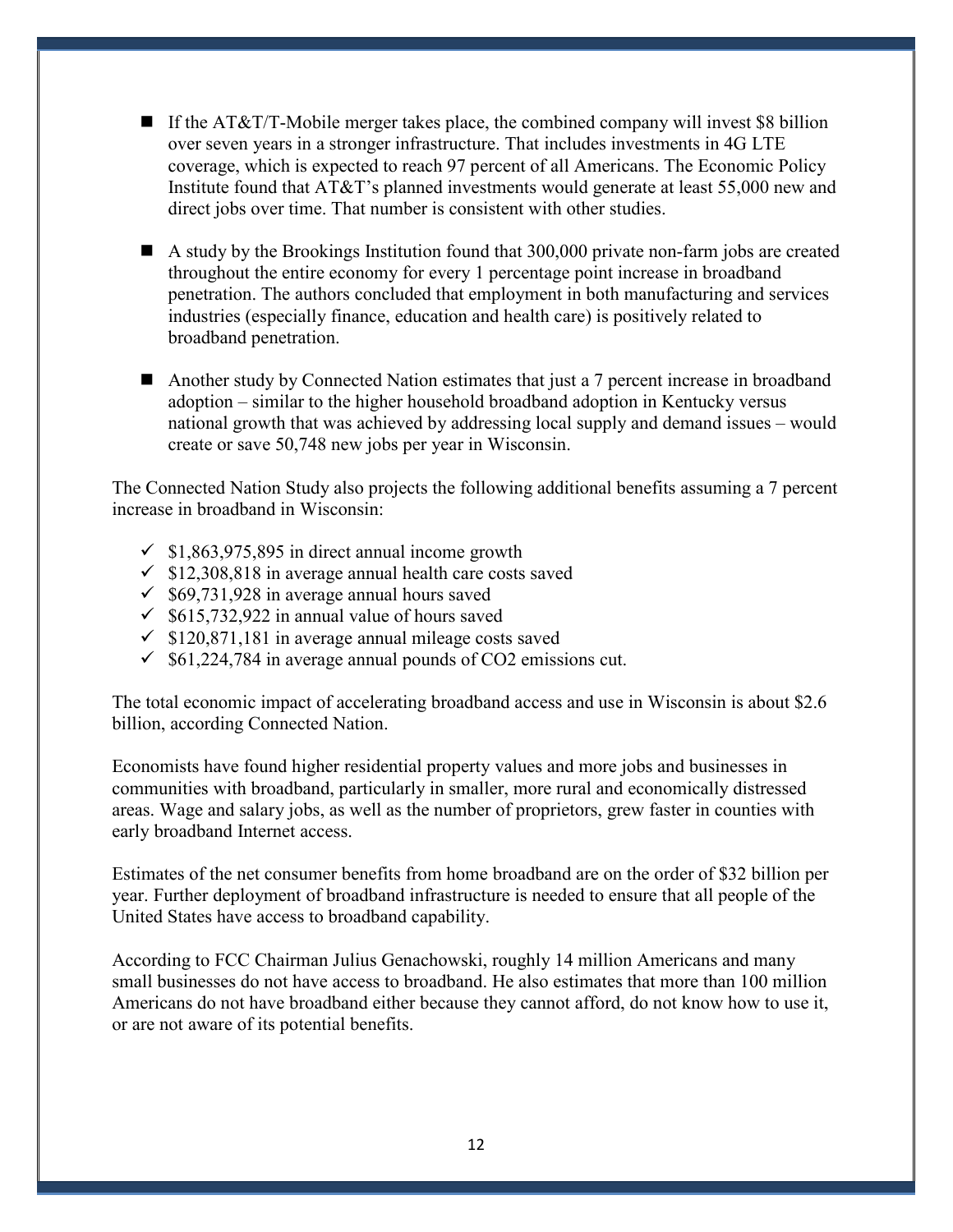- If the AT&T/T-Mobile merger takes place, the combined company will invest $8 billion over seven years in a stronger infrastructure. That includes investments in 4G LTE coverage, which is expected to reach 97 percent of all Americans. The Economic Policy Institute found that AT&T's planned investments would generate at least 55,000 new and direct jobs over time. That number is consistent with other studies.

- A study by the Brookings Institution found that 300,000 private non-farm jobs are created throughout the entire economy for every 1 percentage point increase in broadband penetration. The authors concluded that employment in both manufacturing and services industries (especially finance, education and health care) is positively related to broadband penetration.

- Another study by Connected Nation estimates that just a 7 percent increase in broadband adoption – similar to the higher household broadband adoption in Kentucky versus national growth that was achieved by addressing local supply and demand issues – would create or save 50,748 new jobs per year in Wisconsin.

The Connected Nation Study also projects the following additional benefits assuming a 7 percent increase in broadband in Wisconsin:

- ✓ $1,863,975,895 in direct annual income growth
- ✓ $12,308,818 in average annual health care costs saved
- ✓ $69,731,928 in average annual hours saved
- ✓ $615,732,922 in annual value of hours saved
- ✓ $120,871,181 in average annual mileage costs saved
- ✓ $61,224,784 in average annual pounds of $CO_2$ emissions cut.

The total economic impact of accelerating broadband access and use in Wisconsin is about $2.6 billion, according Connected Nation.

Economists have found higher residential property values and more jobs and businesses in communities with broadband, particularly in smaller, more rural and economically distressed areas. Wage and salary jobs, as well as the number of proprietors, grew faster in counties with early broadband Internet access.

Estimates of the net consumer benefits from home broadband are on the order of $32 billion per year. Further deployment of broadband infrastructure is needed to ensure that all people of the United States have access to broadband capability.

According to FCC Chairman Julius Genachowski, roughly 14 million Americans and many small businesses do not have access to broadband. He also estimates that more than 100 million Americans do not have broadband either because they cannot afford, do not know how to use it, or are not aware of its potential benefits.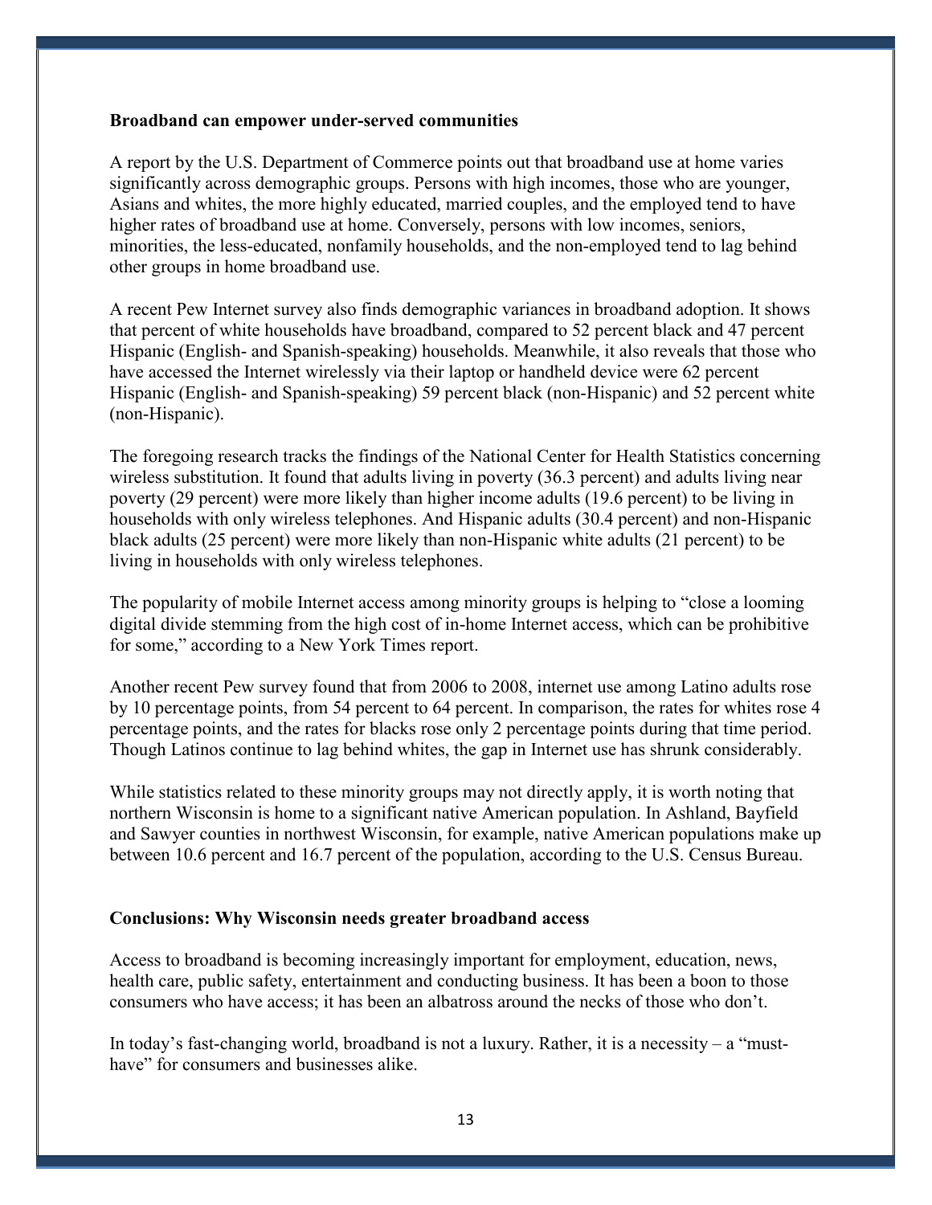**Broadband can empower under-served communities**

A report by the U.S. Department of Commerce points out that broadband use at home varies significantly across demographic groups. Persons with high incomes, those who are younger, Asians and whites, the more highly educated, married couples, and the employed tend to have higher rates of broadband use at home. Conversely, persons with low incomes, seniors, minorities, the less-educated, nonfamily households, and the non-employed tend to lag behind other groups in home broadband use.

A recent Pew Internet survey also finds demographic variances in broadband adoption. It shows that percent of white households have broadband, compared to 52 percent black and 47 percent Hispanic (English- and Spanish-speaking) households. Meanwhile, it also reveals that those who have accessed the Internet wirelessly via their laptop or handheld device were 62 percent Hispanic (English- and Spanish-speaking) 59 percent black (non-Hispanic) and 52 percent white (non-Hispanic).

The foregoing research tracks the findings of the National Center for Health Statistics concerning wireless substitution. It found that adults living in poverty (36.3 percent) and adults living near poverty (29 percent) were more likely than higher income adults (19.6 percent) to be living in households with only wireless telephones. And Hispanic adults (30.4 percent) and non-Hispanic black adults (25 percent) were more likely than non-Hispanic white adults (21 percent) to be living in households with only wireless telephones.

The popularity of mobile Internet access among minority groups is helping to "close a looming digital divide stemming from the high cost of in-home Internet access, which can be prohibitive for some," according to a New York Times report.

Another recent Pew survey found that from 2006 to 2008, internet use among Latino adults rose by 10 percentage points, from 54 percent to 64 percent. In comparison, the rates for whites rose 4 percentage points, and the rates for blacks rose only 2 percentage points during that time period. Though Latinos continue to lag behind whites, the gap in Internet use has shrunk considerably.

While statistics related to these minority groups may not directly apply, it is worth noting that northern Wisconsin is home to a significant native American population. In Ashland, Bayfield and Sawyer counties in northwest Wisconsin, for example, native American populations make up between 10.6 percent and 16.7 percent of the population, according to the U.S. Census Bureau.

**Conclusions: Why Wisconsin needs greater broadband access**

Access to broadband is becoming increasingly important for employment, education, news, health care, public safety, entertainment and conducting business. It has been a boon to those consumers who have access; it has been an albatross around the necks of those who don't.

In today's fast-changing world, broadband is not a luxury. Rather, it is a necessity – a "must-have" for consumers and businesses alike.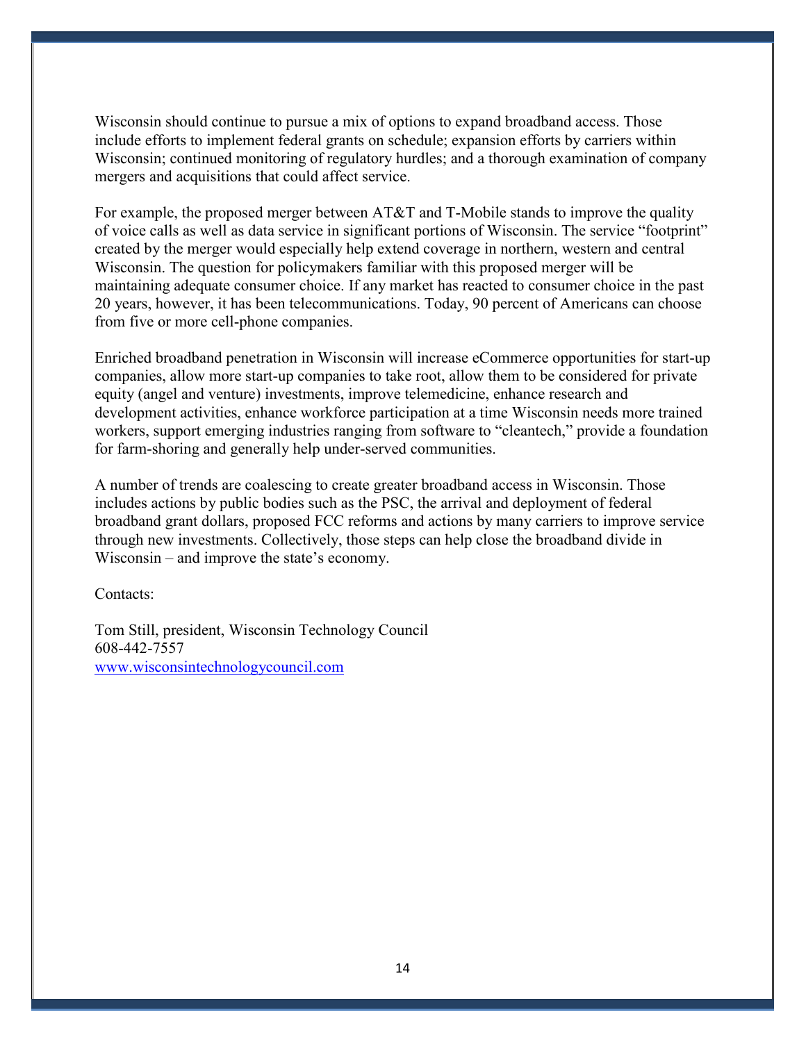Wisconsin should continue to pursue a mix of options to expand broadband access. Those include efforts to implement federal grants on schedule; expansion efforts by carriers within Wisconsin; continued monitoring of regulatory hurdles; and a thorough examination of company mergers and acquisitions that could affect service.

For example, the proposed merger between AT&T and T-Mobile stands to improve the quality of voice calls as well as data service in significant portions of Wisconsin. The service "footprint" created by the merger would especially help extend coverage in northern, western and central Wisconsin. The question for policymakers familiar with this proposed merger will be maintaining adequate consumer choice. If any market has reacted to consumer choice in the past 20 years, however, it has been telecommunications. Today, 90 percent of Americans can choose from five or more cell-phone companies.

Enriched broadband penetration in Wisconsin will increase eCommerce opportunities for start-up companies, allow more start-up companies to take root, allow them to be considered for private equity (angel and venture) investments, improve telemedicine, enhance research and development activities, enhance workforce participation at a time Wisconsin needs more trained workers, support emerging industries ranging from software to "cleantech," provide a foundation for farm-shoring and generally help under-served communities.

A number of trends are coalescing to create greater broadband access in Wisconsin. Those includes actions by public bodies such as the PSC, the arrival and deployment of federal broadband grant dollars, proposed FCC reforms and actions by many carriers to improve service through new investments. Collectively, those steps can help close the broadband divide in Wisconsin – and improve the state's economy.

Contacts:

Tom Still, president, Wisconsin Technology Council
608-442-7557
www.wisconsintechnologycouncil.com